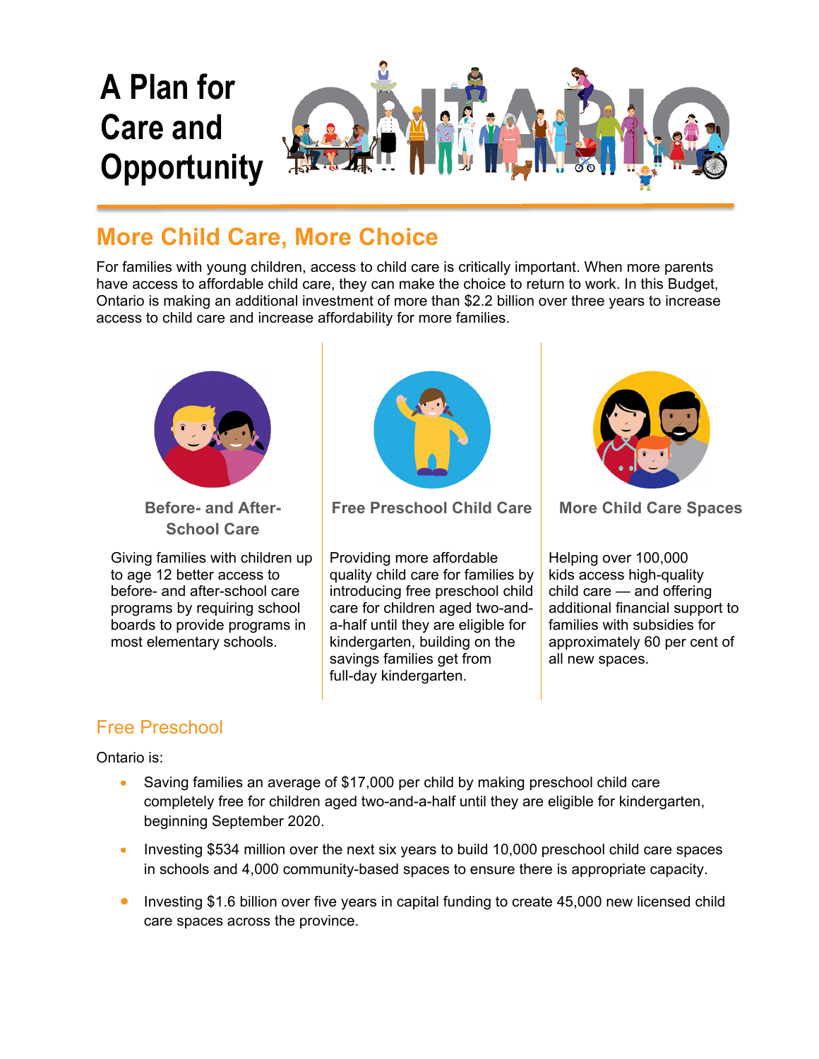# A Plan for Care and Opportunity

## More Child Care, More Choice

For families with young children, access to child care is critically important. When more parents have access to affordable child care, they can make the choice to return to work. In this Budget, Ontario is making an additional investment of more than $2.2 billion over three years to increase access to child care and increase affordability for more families.

### Before- and After-School Care

Giving families with children up to age 12 better access to before- and after-school care programs by requiring school boards to provide programs in most elementary schools.

### Free Preschool Child Care

Providing more affordable quality child care for families by introducing free preschool child care for children aged two-and-a-half until they are eligible for kindergarten, building on the savings families get from full-day kindergarten.

### More Child Care Spaces

Helping over 100,000 kids access high-quality child care — and offering additional financial support to families with subsidies for approximately 60 per cent of all new spaces.

## Free Preschool

Ontario is:

- Saving families an average of $17,000 per child by making preschool child care completely free for children aged two-and-a-half until they are eligible for kindergarten, beginning September 2020.
- Investing $534 million over the next six years to build 10,000 preschool child care spaces in schools and 4,000 community-based spaces to ensure there is appropriate capacity.
- Investing $1.6 billion over five years in capital funding to create 45,000 new licensed child care spaces across the province.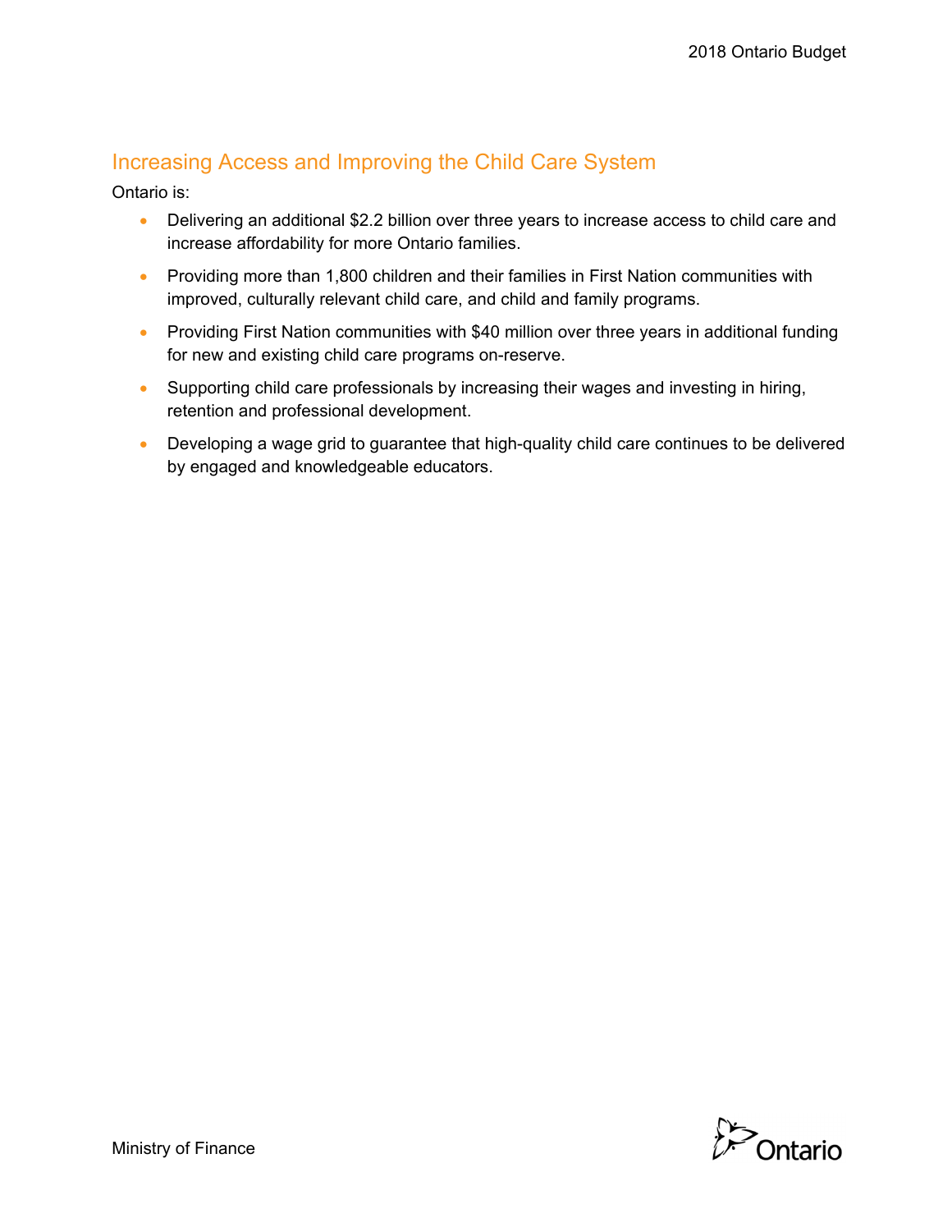## Increasing Access and Improving the Child Care System

Ontario is:

- Delivering an additional $2.2 billion over three years to increase access to child care and increase affordability for more Ontario families.
- Providing more than 1,800 children and their families in First Nation communities with improved, culturally relevant child care, and child and family programs.
- Providing First Nation communities with $40 million over three years in additional funding for new and existing child care programs on-reserve.
- Supporting child care professionals by increasing their wages and investing in hiring, retention and professional development.
- Developing a wage grid to guarantee that high-quality child care continues to be delivered by engaged and knowledgeable educators.